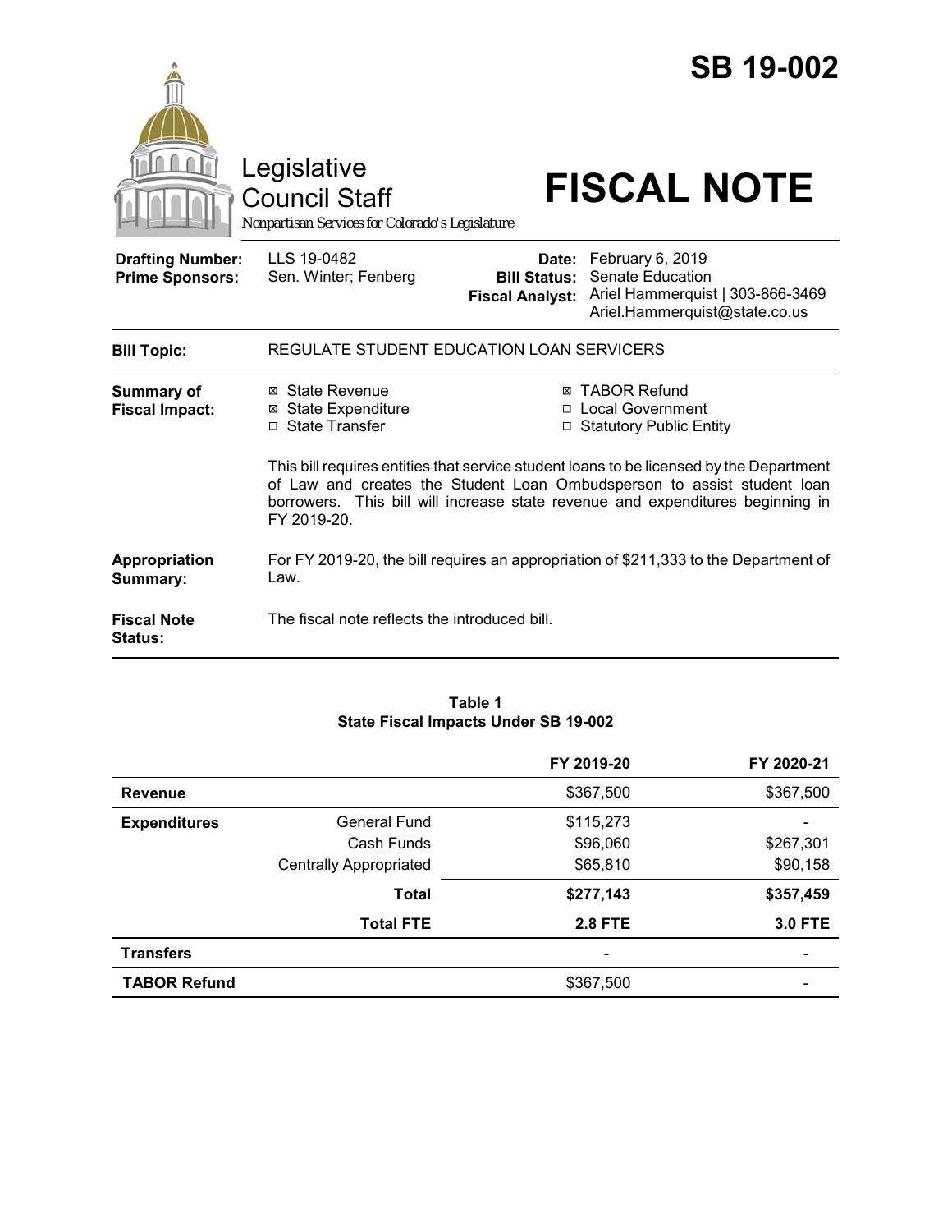# SB 19-002

Legislative Council Staff
*Nonpartisan Services for Colorado's Legislature*

# FISCAL NOTE

| | | | |
|---|---|---|---|
| **Drafting Number:** | LLS 19-0482 | **Date:** | February 6, 2019 |
| **Prime Sponsors:** | Sen. Winter; Fenberg | **Bill Status:** | Senate Education |
| | | **Fiscal Analyst:** | Ariel Hammerquist \| 303-866-3469 Ariel.Hammerquist@state.co.us |

| | |
|---|---|
| **Bill Topic:** | REGULATE STUDENT EDUCATION LOAN SERVICERS |
| **Summary of Fiscal Impact:** | ☒ State Revenue ☒ State Expenditure ☐ State Transfer ☒ TABOR Refund ☐ Local Government ☐ Statutory Public Entity<br><br>This bill requires entities that service student loans to be licensed by the Department of Law and creates the Student Loan Ombudsperson to assist student loan borrowers. This bill will increase state revenue and expenditures beginning in FY 2019-20. |
| **Appropriation Summary:** | For FY 2019-20, the bill requires an appropriation of $211,333 to the Department of Law. |
| **Fiscal Note Status:** | The fiscal note reflects the introduced bill. |

**Table 1**
**State Fiscal Impacts Under SB 19-002**

| | | FY 2019-20 | FY 2020-21 |
|---|---|---|---|
| **Revenue** | | $367,500 | $367,500 |
| **Expenditures** | General Fund | $115,273 | - |
| | Cash Funds | $96,060 | $267,301 |
| | Centrally Appropriated | $65,810 | $90,158 |
| | **Total** | **$277,143** | **$357,459** |
| | **Total FTE** | **2.8 FTE** | **3.0 FTE** |
| **Transfers** | | - | - |
| **TABOR Refund** | | $367,500 | - |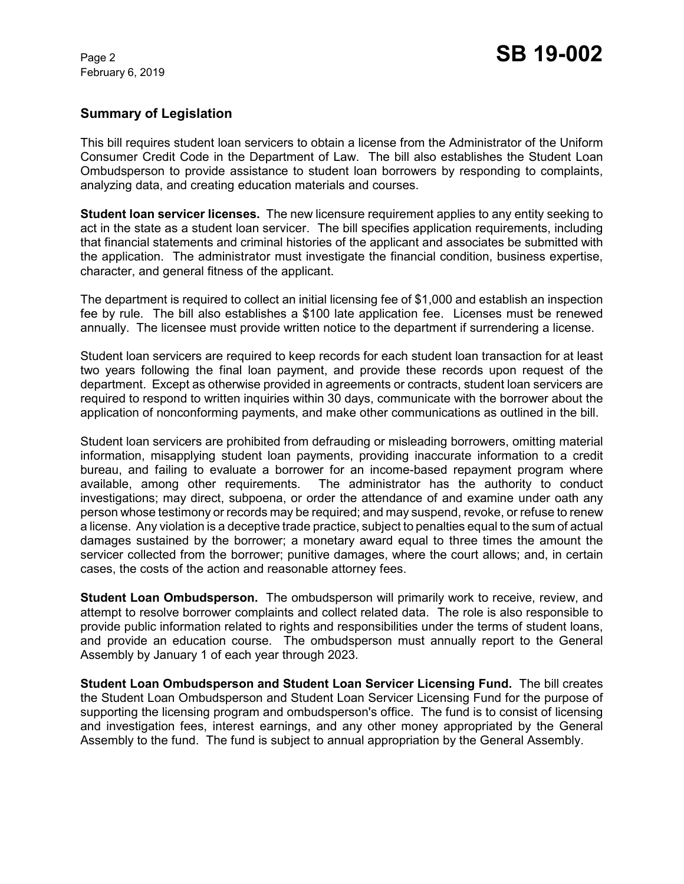## Summary of Legislation

This bill requires student loan servicers to obtain a license from the Administrator of the Uniform Consumer Credit Code in the Department of Law. The bill also establishes the Student Loan Ombudsperson to provide assistance to student loan borrowers by responding to complaints, analyzing data, and creating education materials and courses.

**Student loan servicer licenses.** The new licensure requirement applies to any entity seeking to act in the state as a student loan servicer. The bill specifies application requirements, including that financial statements and criminal histories of the applicant and associates be submitted with the application. The administrator must investigate the financial condition, business expertise, character, and general fitness of the applicant.

The department is required to collect an initial licensing fee of $1,000 and establish an inspection fee by rule. The bill also establishes a $100 late application fee. Licenses must be renewed annually. The licensee must provide written notice to the department if surrendering a license.

Student loan servicers are required to keep records for each student loan transaction for at least two years following the final loan payment, and provide these records upon request of the department. Except as otherwise provided in agreements or contracts, student loan servicers are required to respond to written inquiries within 30 days, communicate with the borrower about the application of nonconforming payments, and make other communications as outlined in the bill.

Student loan servicers are prohibited from defrauding or misleading borrowers, omitting material information, misapplying student loan payments, providing inaccurate information to a credit bureau, and failing to evaluate a borrower for an income-based repayment program where available, among other requirements. The administrator has the authority to conduct investigations; may direct, subpoena, or order the attendance of and examine under oath any person whose testimony or records may be required; and may suspend, revoke, or refuse to renew a license. Any violation is a deceptive trade practice, subject to penalties equal to the sum of actual damages sustained by the borrower; a monetary award equal to three times the amount the servicer collected from the borrower; punitive damages, where the court allows; and, in certain cases, the costs of the action and reasonable attorney fees.

**Student Loan Ombudsperson.** The ombudsperson will primarily work to receive, review, and attempt to resolve borrower complaints and collect related data. The role is also responsible to provide public information related to rights and responsibilities under the terms of student loans, and provide an education course. The ombudsperson must annually report to the General Assembly by January 1 of each year through 2023.

**Student Loan Ombudsperson and Student Loan Servicer Licensing Fund.** The bill creates the Student Loan Ombudsperson and Student Loan Servicer Licensing Fund for the purpose of supporting the licensing program and ombudsperson's office. The fund is to consist of licensing and investigation fees, interest earnings, and any other money appropriated by the General Assembly to the fund. The fund is subject to annual appropriation by the General Assembly.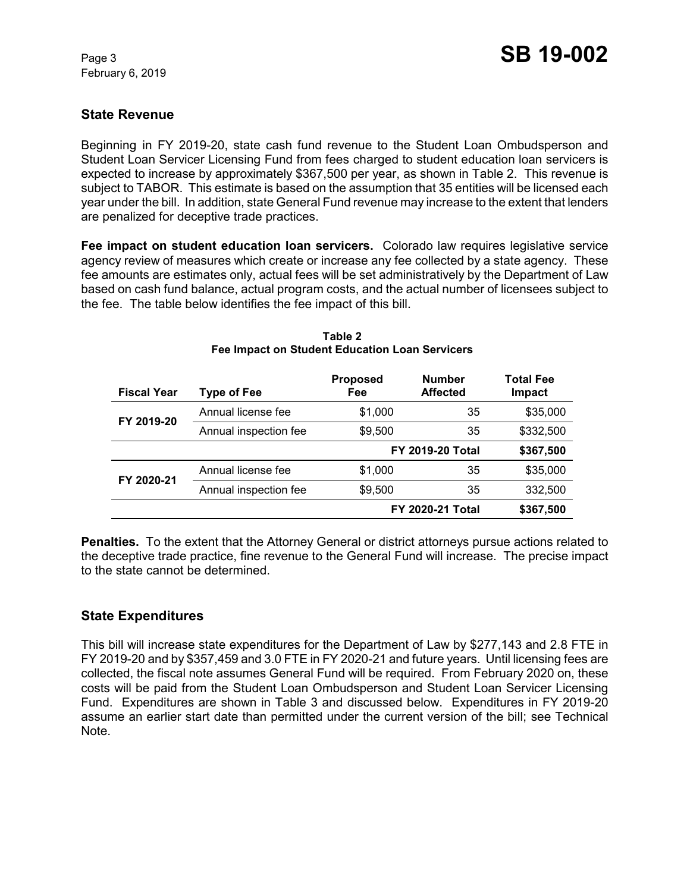## State Revenue

Beginning in FY 2019-20, state cash fund revenue to the Student Loan Ombudsperson and Student Loan Servicer Licensing Fund from fees charged to student education loan servicers is expected to increase by approximately $367,500 per year, as shown in Table 2. This revenue is subject to TABOR. This estimate is based on the assumption that 35 entities will be licensed each year under the bill. In addition, state General Fund revenue may increase to the extent that lenders are penalized for deceptive trade practices.

**Fee impact on student education loan servicers.** Colorado law requires legislative service agency review of measures which create or increase any fee collected by a state agency. These fee amounts are estimates only, actual fees will be set administratively by the Department of Law based on cash fund balance, actual program costs, and the actual number of licensees subject to the fee. The table below identifies the fee impact of this bill.

**Table 2**
**Fee Impact on Student Education Loan Servicers**

| Fiscal Year | Type of Fee | Proposed Fee | Number Affected | Total Fee Impact |
|---|---|---|---|---|
| FY 2019-20 | Annual license fee | $1,000 | 35 | $35,000 |
| | Annual inspection fee | $9,500 | 35 | $332,500 |
| | | | **FY 2019-20 Total** | **$367,500** |
| FY 2020-21 | Annual license fee | $1,000 | 35 | $35,000 |
| | Annual inspection fee | $9,500 | 35 | 332,500 |
| | | | **FY 2020-21 Total** | **$367,500** |

**Penalties.** To the extent that the Attorney General or district attorneys pursue actions related to the deceptive trade practice, fine revenue to the General Fund will increase. The precise impact to the state cannot be determined.

## State Expenditures

This bill will increase state expenditures for the Department of Law by $277,143 and 2.8 FTE in FY 2019-20 and by $357,459 and 3.0 FTE in FY 2020-21 and future years. Until licensing fees are collected, the fiscal note assumes General Fund will be required. From February 2020 on, these costs will be paid from the Student Loan Ombudsperson and Student Loan Servicer Licensing Fund. Expenditures are shown in Table 3 and discussed below. Expenditures in FY 2019-20 assume an earlier start date than permitted under the current version of the bill; see Technical Note.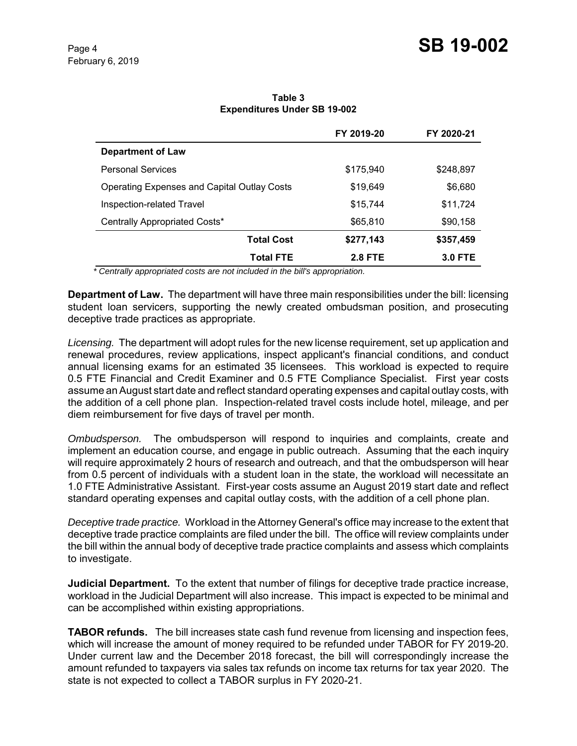**Table 3**
**Expenditures Under SB 19-002**

| | FY 2019-20 | FY 2020-21 |
|---|---|---|
| **Department of Law** | | |
| Personal Services | $175,940 | $248,897 |
| Operating Expenses and Capital Outlay Costs | $19,649 | $6,680 |
| Inspection-related Travel | $15,744 | $11,724 |
| Centrally Appropriated Costs* | $65,810 | $90,158 |
| **Total Cost** | **$277,143** | **$357,459** |
| **Total FTE** | **2.8 FTE** | **3.0 FTE** |

*\* Centrally appropriated costs are not included in the bill's appropriation.*

**Department of Law.** The department will have three main responsibilities under the bill: licensing student loan servicers, supporting the newly created ombudsman position, and prosecuting deceptive trade practices as appropriate.

*Licensing.* The department will adopt rules for the new license requirement, set up application and renewal procedures, review applications, inspect applicant's financial conditions, and conduct annual licensing exams for an estimated 35 licensees. This workload is expected to require 0.5 FTE Financial and Credit Examiner and 0.5 FTE Compliance Specialist. First year costs assume an August start date and reflect standard operating expenses and capital outlay costs, with the addition of a cell phone plan. Inspection-related travel costs include hotel, mileage, and per diem reimbursement for five days of travel per month.

*Ombudsperson.* The ombudsperson will respond to inquiries and complaints, create and implement an education course, and engage in public outreach. Assuming that the each inquiry will require approximately 2 hours of research and outreach, and that the ombudsperson will hear from 0.5 percent of individuals with a student loan in the state, the workload will necessitate an 1.0 FTE Administrative Assistant. First-year costs assume an August 2019 start date and reflect standard operating expenses and capital outlay costs, with the addition of a cell phone plan.

*Deceptive trade practice.* Workload in the Attorney General's office may increase to the extent that deceptive trade practice complaints are filed under the bill. The office will review complaints under the bill within the annual body of deceptive trade practice complaints and assess which complaints to investigate.

**Judicial Department.** To the extent that number of filings for deceptive trade practice increase, workload in the Judicial Department will also increase. This impact is expected to be minimal and can be accomplished within existing appropriations.

**TABOR refunds.** The bill increases state cash fund revenue from licensing and inspection fees, which will increase the amount of money required to be refunded under TABOR for FY 2019-20. Under current law and the December 2018 forecast, the bill will correspondingly increase the amount refunded to taxpayers via sales tax refunds on income tax returns for tax year 2020. The state is not expected to collect a TABOR surplus in FY 2020-21.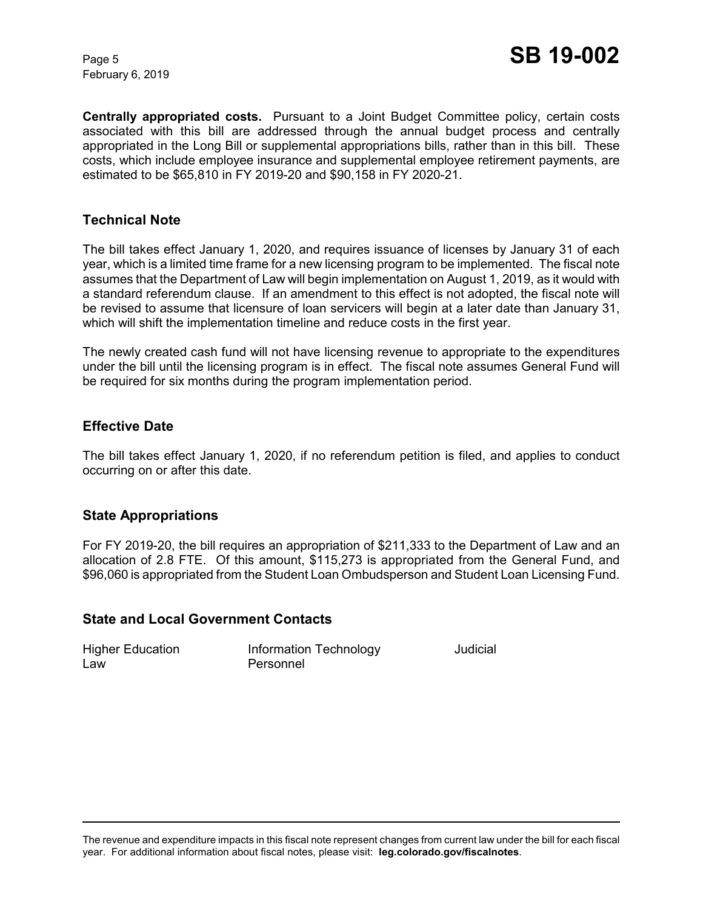**Centrally appropriated costs.** Pursuant to a Joint Budget Committee policy, certain costs associated with this bill are addressed through the annual budget process and centrally appropriated in the Long Bill or supplemental appropriations bills, rather than in this bill. These costs, which include employee insurance and supplemental employee retirement payments, are estimated to be $65,810 in FY 2019-20 and $90,158 in FY 2020-21.

## Technical Note

The bill takes effect January 1, 2020, and requires issuance of licenses by January 31 of each year, which is a limited time frame for a new licensing program to be implemented. The fiscal note assumes that the Department of Law will begin implementation on August 1, 2019, as it would with a standard referendum clause. If an amendment to this effect is not adopted, the fiscal note will be revised to assume that licensure of loan servicers will begin at a later date than January 31, which will shift the implementation timeline and reduce costs in the first year.

The newly created cash fund will not have licensing revenue to appropriate to the expenditures under the bill until the licensing program is in effect. The fiscal note assumes General Fund will be required for six months during the program implementation period.

## Effective Date

The bill takes effect January 1, 2020, if no referendum petition is filed, and applies to conduct occurring on or after this date.

## State Appropriations

For FY 2019-20, the bill requires an appropriation of $211,333 to the Department of Law and an allocation of 2.8 FTE. Of this amount, $115,273 is appropriated from the General Fund, and $96,060 is appropriated from the Student Loan Ombudsperson and Student Loan Licensing Fund.

## State and Local Government Contacts

| | | |
|---|---|---|
| Higher Education | Information Technology | Judicial |
| Law | Personnel | |

The revenue and expenditure impacts in this fiscal note represent changes from current law under the bill for each fiscal year. For additional information about fiscal notes, please visit: **leg.colorado.gov/fiscalnotes**.